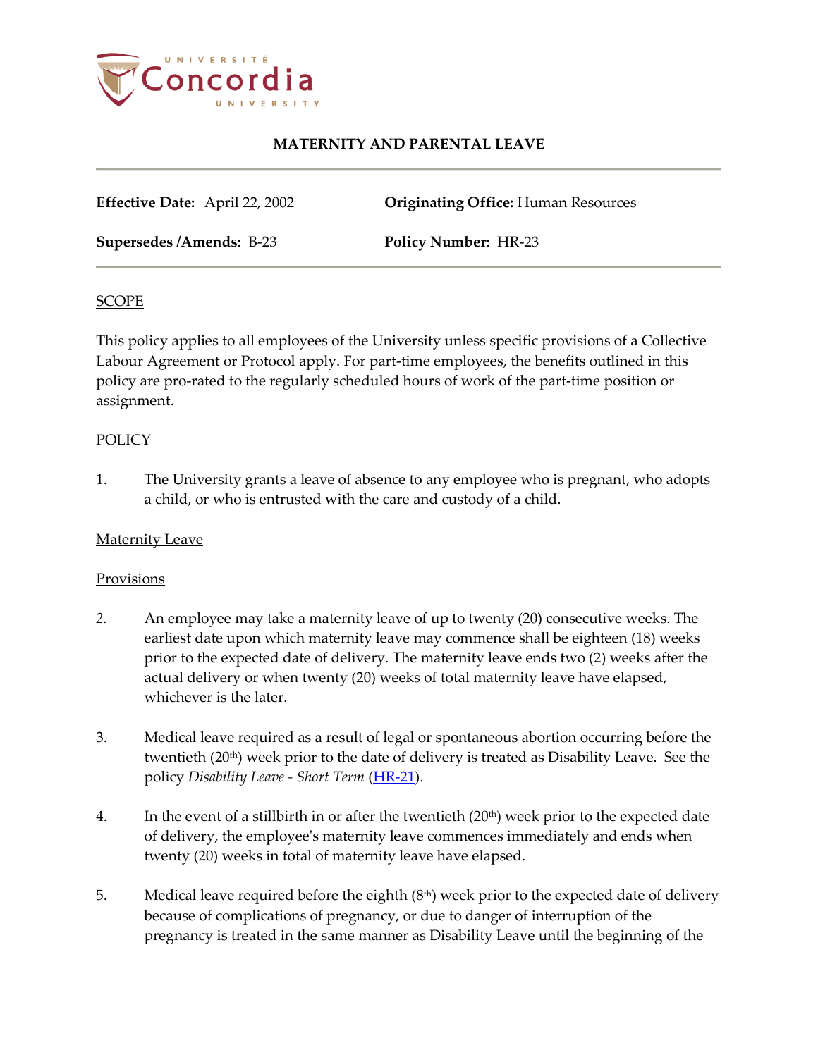# MATERNITY AND PARENTAL LEAVE

**Effective Date:** April 22, 2002 **Originating Office:** Human Resources

**Supersedes /Amends:** B-23 **Policy Number:** HR-23

## SCOPE

This policy applies to all employees of the University unless specific provisions of a Collective Labour Agreement or Protocol apply. For part-time employees, the benefits outlined in this policy are pro-rated to the regularly scheduled hours of work of the part-time position or assignment.

## POLICY

1. The University grants a leave of absence to any employee who is pregnant, who adopts a child, or who is entrusted with the care and custody of a child.

### Maternity Leave

### Provisions

2. An employee may take a maternity leave of up to twenty (20) consecutive weeks. The earliest date upon which maternity leave may commence shall be eighteen (18) weeks prior to the expected date of delivery. The maternity leave ends two (2) weeks after the actual delivery or when twenty (20) weeks of total maternity leave have elapsed, whichever is the later.

3. Medical leave required as a result of legal or spontaneous abortion occurring before the twentieth (20th) week prior to the date of delivery is treated as Disability Leave. See the policy *Disability Leave - Short Term* (HR-21).

4. In the event of a stillbirth in or after the twentieth (20th) week prior to the expected date of delivery, the employee's maternity leave commences immediately and ends when twenty (20) weeks in total of maternity leave have elapsed.

5. Medical leave required before the eighth (8th) week prior to the expected date of delivery because of complications of pregnancy, or due to danger of interruption of the pregnancy is treated in the same manner as Disability Leave until the beginning of the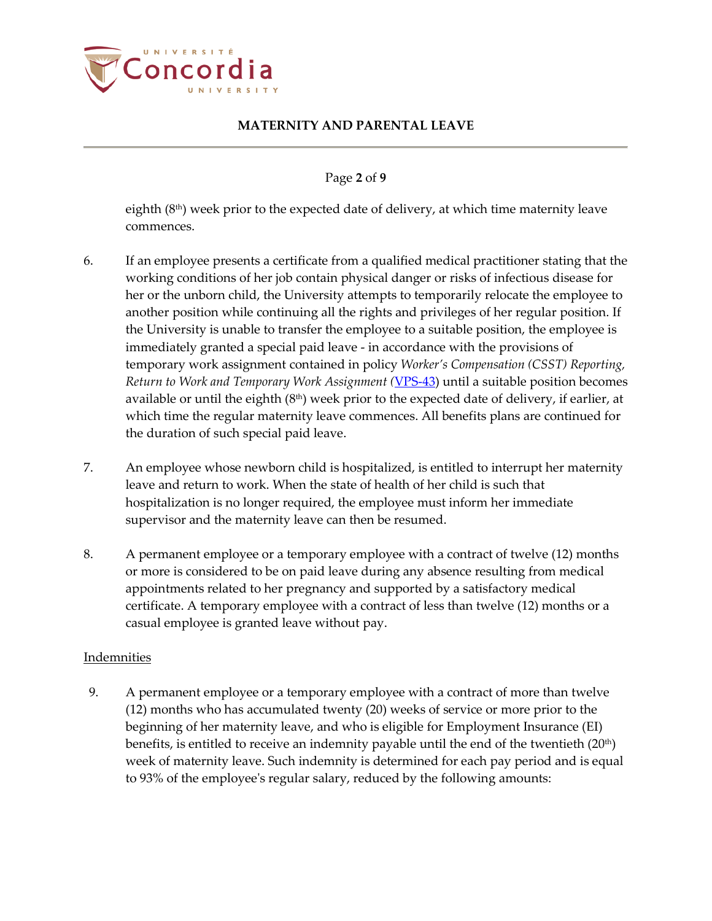eighth (8th) week prior to the expected date of delivery, at which time maternity leave commences.

6. If an employee presents a certificate from a qualified medical practitioner stating that the working conditions of her job contain physical danger or risks of infectious disease for her or the unborn child, the University attempts to temporarily relocate the employee to another position while continuing all the rights and privileges of her regular position. If the University is unable to transfer the employee to a suitable position, the employee is immediately granted a special paid leave - in accordance with the provisions of temporary work assignment contained in policy *Worker's Compensation (CSST) Reporting, Return to Work and Temporary Work Assignment (*VPS-43) until a suitable position becomes available or until the eighth (8th) week prior to the expected date of delivery, if earlier, at which time the regular maternity leave commences. All benefits plans are continued for the duration of such special paid leave.

7. An employee whose newborn child is hospitalized, is entitled to interrupt her maternity leave and return to work. When the state of health of her child is such that hospitalization is no longer required, the employee must inform her immediate supervisor and the maternity leave can then be resumed.

8. A permanent employee or a temporary employee with a contract of twelve (12) months or more is considered to be on paid leave during any absence resulting from medical appointments related to her pregnancy and supported by a satisfactory medical certificate. A temporary employee with a contract of less than twelve (12) months or a casual employee is granted leave without pay.

Indemnities

9. A permanent employee or a temporary employee with a contract of more than twelve (12) months who has accumulated twenty (20) weeks of service or more prior to the beginning of her maternity leave, and who is eligible for Employment Insurance (EI) benefits, is entitled to receive an indemnity payable until the end of the twentieth (20th) week of maternity leave. Such indemnity is determined for each pay period and is equal to 93% of the employee's regular salary, reduced by the following amounts: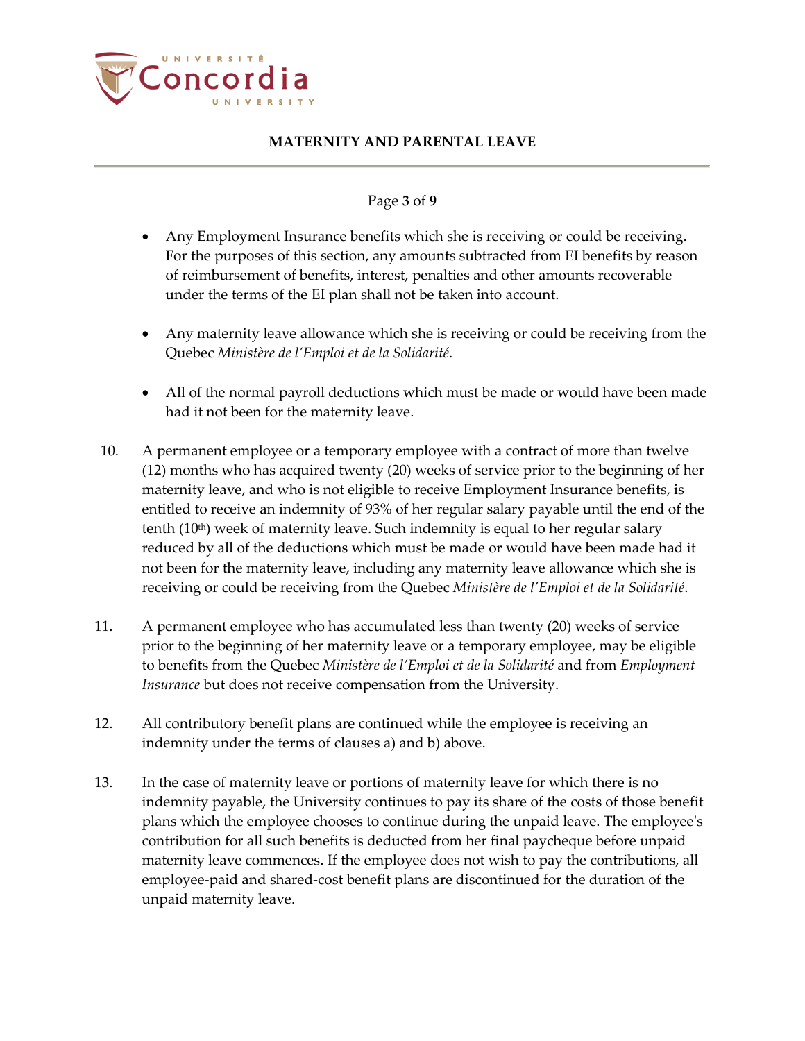- Any Employment Insurance benefits which she is receiving or could be receiving. For the purposes of this section, any amounts subtracted from EI benefits by reason of reimbursement of benefits, interest, penalties and other amounts recoverable under the terms of the EI plan shall not be taken into account.

- Any maternity leave allowance which she is receiving or could be receiving from the Quebec *Ministère de l'Emploi et de la Solidarité*.

- All of the normal payroll deductions which must be made or would have been made had it not been for the maternity leave.

10. A permanent employee or a temporary employee with a contract of more than twelve (12) months who has acquired twenty (20) weeks of service prior to the beginning of her maternity leave, and who is not eligible to receive Employment Insurance benefits, is entitled to receive an indemnity of 93% of her regular salary payable until the end of the tenth (10th) week of maternity leave. Such indemnity is equal to her regular salary reduced by all of the deductions which must be made or would have been made had it not been for the maternity leave, including any maternity leave allowance which she is receiving or could be receiving from the Quebec *Ministère de l'Emploi et de la Solidarité*.

11. A permanent employee who has accumulated less than twenty (20) weeks of service prior to the beginning of her maternity leave or a temporary employee, may be eligible to benefits from the Quebec *Ministère de l'Emploi et de la Solidarité* and from *Employment Insurance* but does not receive compensation from the University.

12. All contributory benefit plans are continued while the employee is receiving an indemnity under the terms of clauses a) and b) above.

13. In the case of maternity leave or portions of maternity leave for which there is no indemnity payable, the University continues to pay its share of the costs of those benefit plans which the employee chooses to continue during the unpaid leave. The employee's contribution for all such benefits is deducted from her final paycheque before unpaid maternity leave commences. If the employee does not wish to pay the contributions, all employee-paid and shared-cost benefit plans are discontinued for the duration of the unpaid maternity leave.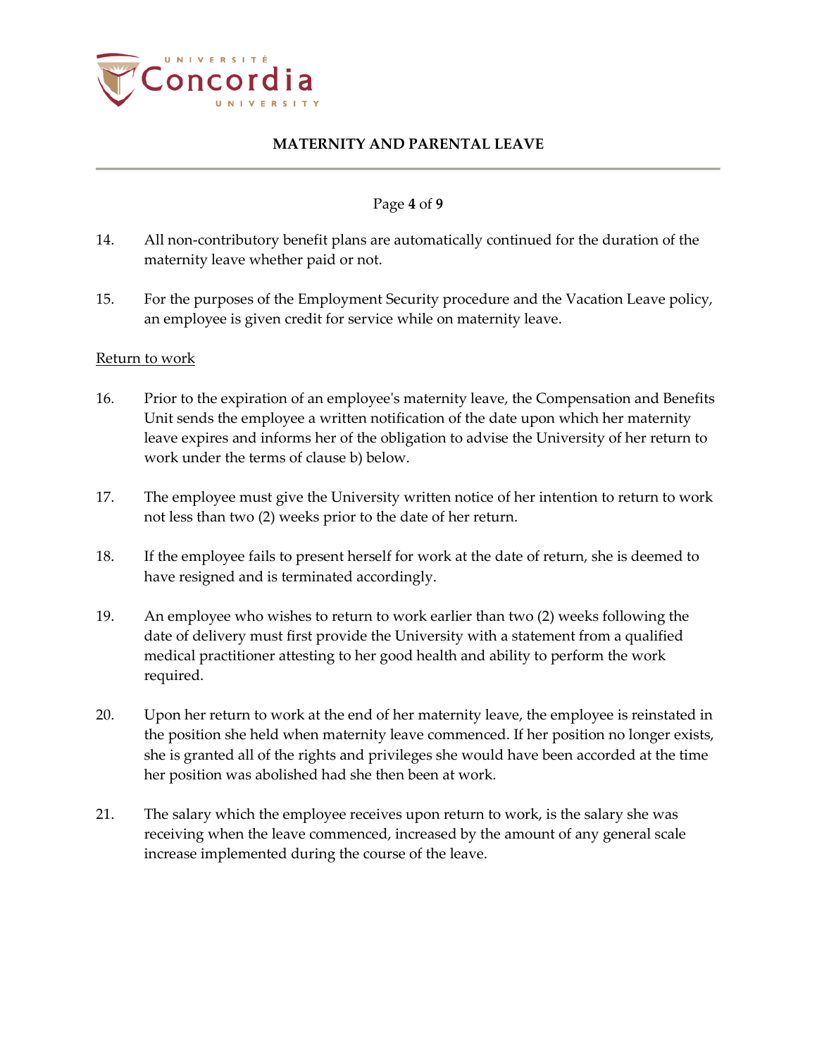14. All non-contributory benefit plans are automatically continued for the duration of the maternity leave whether paid or not.

15. For the purposes of the Employment Security procedure and the Vacation Leave policy, an employee is given credit for service while on maternity leave.

<u>Return to work</u>

16. Prior to the expiration of an employee's maternity leave, the Compensation and Benefits Unit sends the employee a written notification of the date upon which her maternity leave expires and informs her of the obligation to advise the University of her return to work under the terms of clause b) below.

17. The employee must give the University written notice of her intention to return to work not less than two (2) weeks prior to the date of her return.

18. If the employee fails to present herself for work at the date of return, she is deemed to have resigned and is terminated accordingly.

19. An employee who wishes to return to work earlier than two (2) weeks following the date of delivery must first provide the University with a statement from a qualified medical practitioner attesting to her good health and ability to perform the work required.

20. Upon her return to work at the end of her maternity leave, the employee is reinstated in the position she held when maternity leave commenced. If her position no longer exists, she is granted all of the rights and privileges she would have been accorded at the time her position was abolished had she then been at work.

21. The salary which the employee receives upon return to work, is the salary she was receiving when the leave commenced, increased by the amount of any general scale increase implemented during the course of the leave.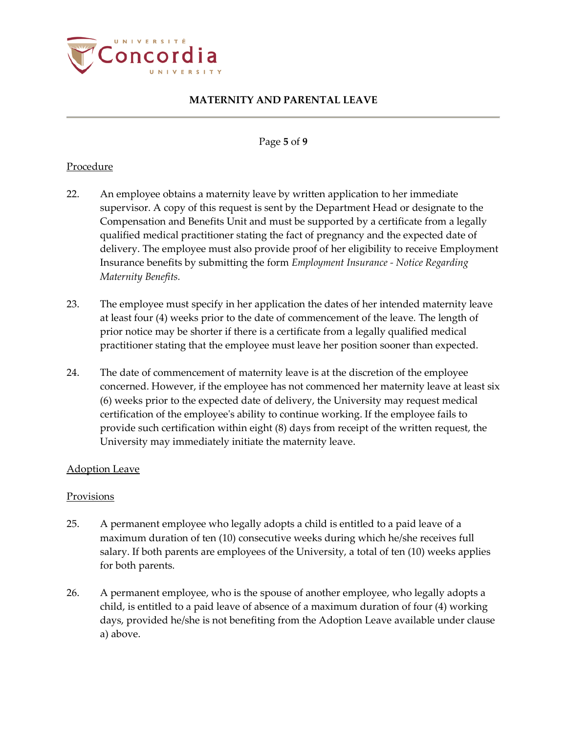Procedure

22. An employee obtains a maternity leave by written application to her immediate supervisor. A copy of this request is sent by the Department Head or designate to the Compensation and Benefits Unit and must be supported by a certificate from a legally qualified medical practitioner stating the fact of pregnancy and the expected date of delivery. The employee must also provide proof of her eligibility to receive Employment Insurance benefits by submitting the form *Employment Insurance - Notice Regarding Maternity Benefits.*

23. The employee must specify in her application the dates of her intended maternity leave at least four (4) weeks prior to the date of commencement of the leave. The length of prior notice may be shorter if there is a certificate from a legally qualified medical practitioner stating that the employee must leave her position sooner than expected.

24. The date of commencement of maternity leave is at the discretion of the employee concerned. However, if the employee has not commenced her maternity leave at least six (6) weeks prior to the expected date of delivery, the University may request medical certification of the employee's ability to continue working. If the employee fails to provide such certification within eight (8) days from receipt of the written request, the University may immediately initiate the maternity leave.

Adoption Leave

Provisions

25. A permanent employee who legally adopts a child is entitled to a paid leave of a maximum duration of ten (10) consecutive weeks during which he/she receives full salary. If both parents are employees of the University, a total of ten (10) weeks applies for both parents.

26. A permanent employee, who is the spouse of another employee, who legally adopts a child, is entitled to a paid leave of absence of a maximum duration of four (4) working days, provided he/she is not benefiting from the Adoption Leave available under clause a) above.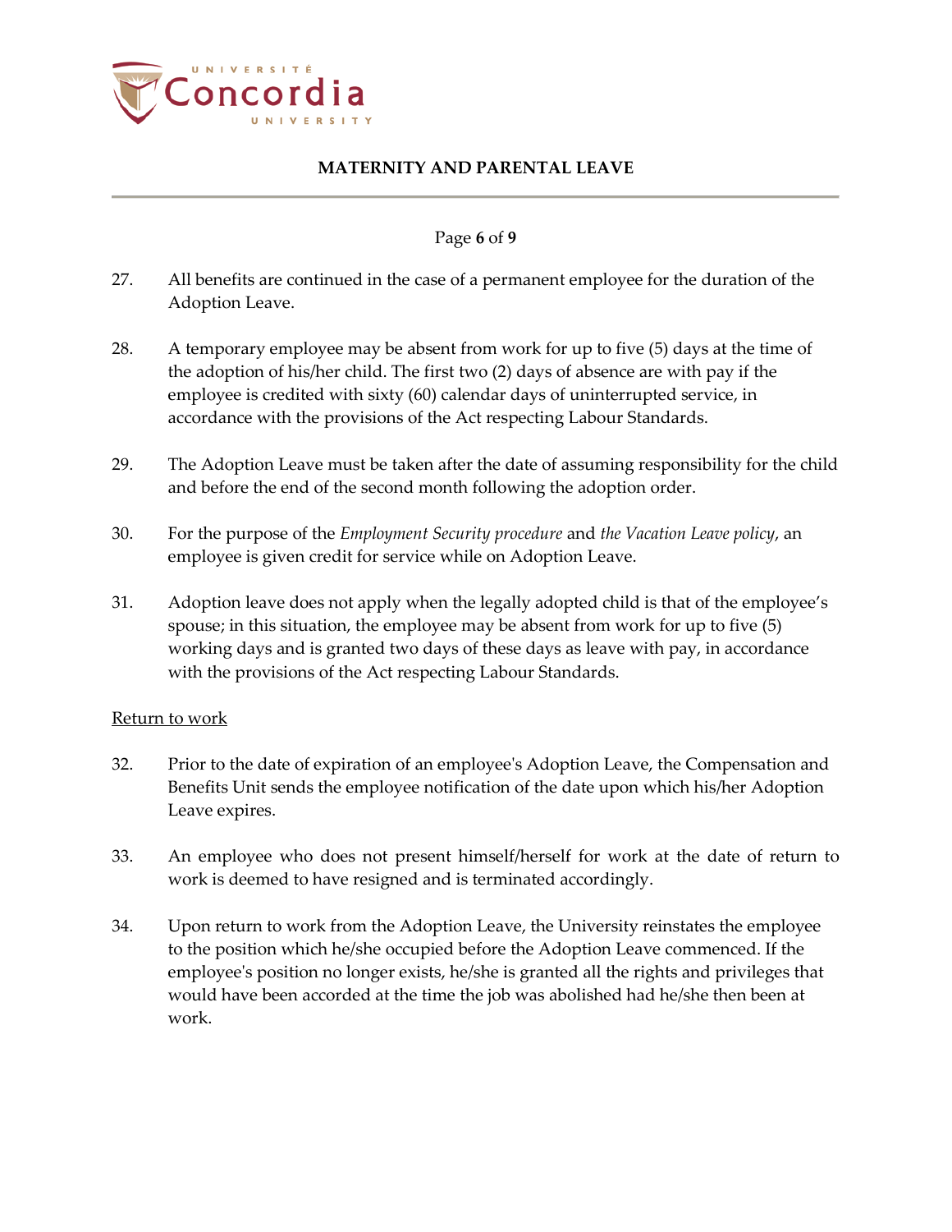27. All benefits are continued in the case of a permanent employee for the duration of the Adoption Leave.

28. A temporary employee may be absent from work for up to five (5) days at the time of the adoption of his/her child. The first two (2) days of absence are with pay if the employee is credited with sixty (60) calendar days of uninterrupted service, in accordance with the provisions of the Act respecting Labour Standards.

29. The Adoption Leave must be taken after the date of assuming responsibility for the child and before the end of the second month following the adoption order.

30. For the purpose of the *Employment Security procedure* and *the Vacation Leave policy*, an employee is given credit for service while on Adoption Leave.

31. Adoption leave does not apply when the legally adopted child is that of the employee's spouse; in this situation, the employee may be absent from work for up to five (5) working days and is granted two days of these days as leave with pay, in accordance with the provisions of the Act respecting Labour Standards.

<u>Return to work</u>

32. Prior to the date of expiration of an employee's Adoption Leave, the Compensation and Benefits Unit sends the employee notification of the date upon which his/her Adoption Leave expires.

33. An employee who does not present himself/herself for work at the date of return to work is deemed to have resigned and is terminated accordingly.

34. Upon return to work from the Adoption Leave, the University reinstates the employee to the position which he/she occupied before the Adoption Leave commenced. If the employee's position no longer exists, he/she is granted all the rights and privileges that would have been accorded at the time the job was abolished had he/she then been at work.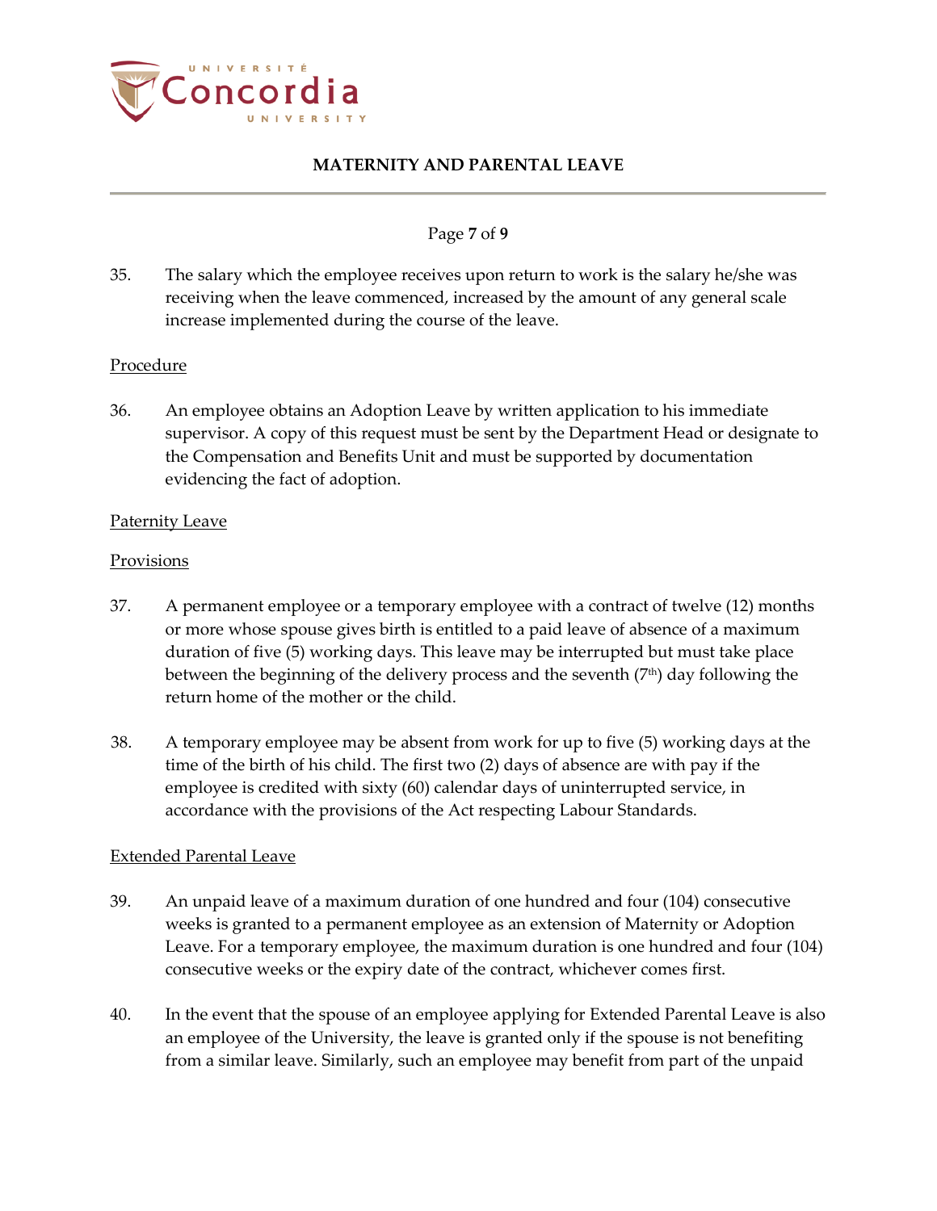35. The salary which the employee receives upon return to work is the salary he/she was receiving when the leave commenced, increased by the amount of any general scale increase implemented during the course of the leave.

Procedure

36. An employee obtains an Adoption Leave by written application to his immediate supervisor. A copy of this request must be sent by the Department Head or designate to the Compensation and Benefits Unit and must be supported by documentation evidencing the fact of adoption.

Paternity Leave

Provisions

37. A permanent employee or a temporary employee with a contract of twelve (12) months or more whose spouse gives birth is entitled to a paid leave of absence of a maximum duration of five (5) working days. This leave may be interrupted but must take place between the beginning of the delivery process and the seventh (7th) day following the return home of the mother or the child.

38. A temporary employee may be absent from work for up to five (5) working days at the time of the birth of his child. The first two (2) days of absence are with pay if the employee is credited with sixty (60) calendar days of uninterrupted service, in accordance with the provisions of the Act respecting Labour Standards.

Extended Parental Leave

39. An unpaid leave of a maximum duration of one hundred and four (104) consecutive weeks is granted to a permanent employee as an extension of Maternity or Adoption Leave. For a temporary employee, the maximum duration is one hundred and four (104) consecutive weeks or the expiry date of the contract, whichever comes first.

40. In the event that the spouse of an employee applying for Extended Parental Leave is also an employee of the University, the leave is granted only if the spouse is not benefiting from a similar leave. Similarly, such an employee may benefit from part of the unpaid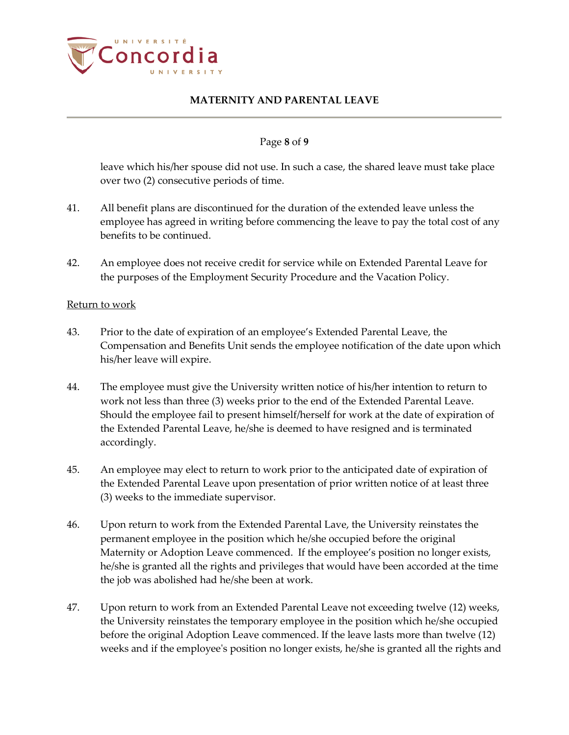leave which his/her spouse did not use. In such a case, the shared leave must take place over two (2) consecutive periods of time.

41. All benefit plans are discontinued for the duration of the extended leave unless the employee has agreed in writing before commencing the leave to pay the total cost of any benefits to be continued.

42. An employee does not receive credit for service while on Extended Parental Leave for the purposes of the Employment Security Procedure and the Vacation Policy.

<u>Return to work</u>

43. Prior to the date of expiration of an employee's Extended Parental Leave, the Compensation and Benefits Unit sends the employee notification of the date upon which his/her leave will expire.

44. The employee must give the University written notice of his/her intention to return to work not less than three (3) weeks prior to the end of the Extended Parental Leave. Should the employee fail to present himself/herself for work at the date of expiration of the Extended Parental Leave, he/she is deemed to have resigned and is terminated accordingly.

45. An employee may elect to return to work prior to the anticipated date of expiration of the Extended Parental Leave upon presentation of prior written notice of at least three (3) weeks to the immediate supervisor.

46. Upon return to work from the Extended Parental Lave, the University reinstates the permanent employee in the position which he/she occupied before the original Maternity or Adoption Leave commenced. If the employee's position no longer exists, he/she is granted all the rights and privileges that would have been accorded at the time the job was abolished had he/she been at work.

47. Upon return to work from an Extended Parental Leave not exceeding twelve (12) weeks, the University reinstates the temporary employee in the position which he/she occupied before the original Adoption Leave commenced. If the leave lasts more than twelve (12) weeks and if the employee's position no longer exists, he/she is granted all the rights and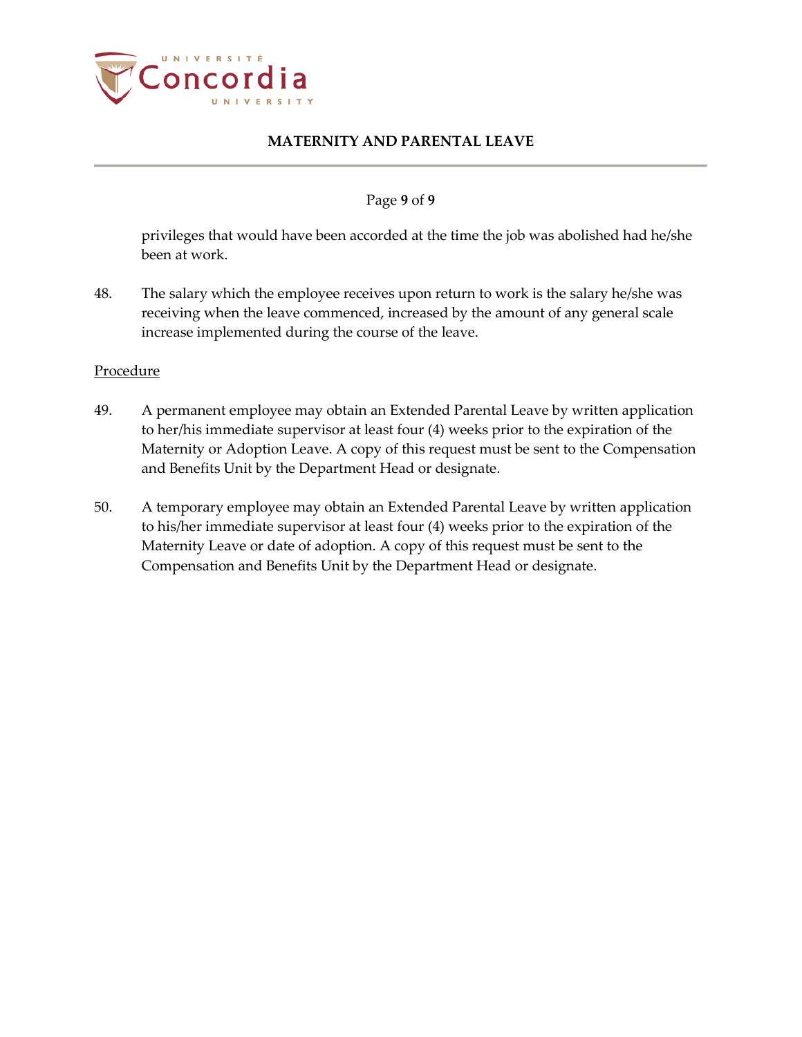privileges that would have been accorded at the time the job was abolished had he/she been at work.

48. The salary which the employee receives upon return to work is the salary he/she was receiving when the leave commenced, increased by the amount of any general scale increase implemented during the course of the leave.

Procedure

49. A permanent employee may obtain an Extended Parental Leave by written application to her/his immediate supervisor at least four (4) weeks prior to the expiration of the Maternity or Adoption Leave. A copy of this request must be sent to the Compensation and Benefits Unit by the Department Head or designate.

50. A temporary employee may obtain an Extended Parental Leave by written application to his/her immediate supervisor at least four (4) weeks prior to the expiration of the Maternity Leave or date of adoption. A copy of this request must be sent to the Compensation and Benefits Unit by the Department Head or designate.